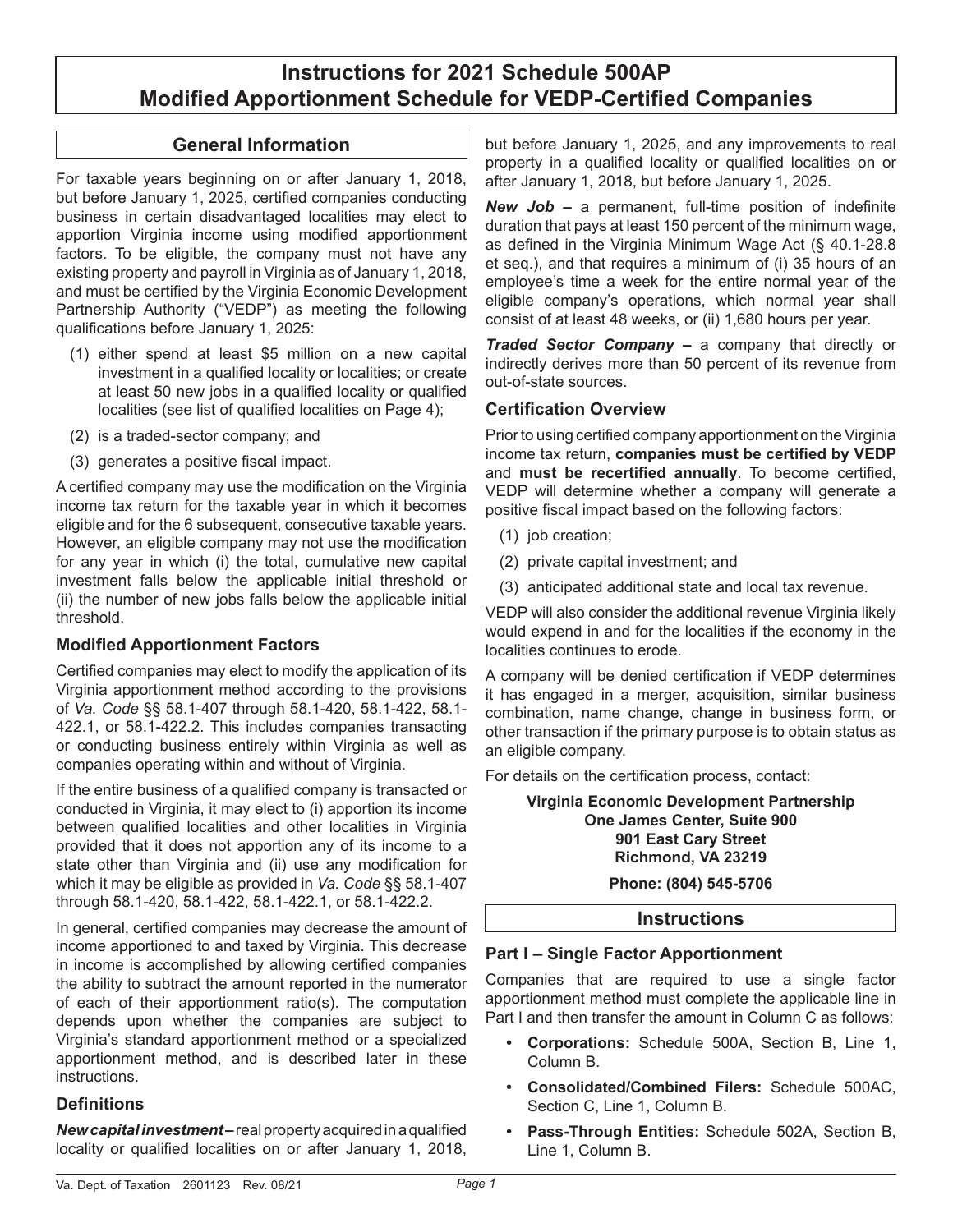# Instructions for 2021 Schedule 500AP
# Modified Apportionment Schedule for VEDP-Certified Companies

## General Information

For taxable years beginning on or after January 1, 2018, but before January 1, 2025, certified companies conducting business in certain disadvantaged localities may elect to apportion Virginia income using modified apportionment factors. To be eligible, the company must not have any existing property and payroll in Virginia as of January 1, 2018, and must be certified by the Virginia Economic Development Partnership Authority ("VEDP") as meeting the following qualifications before January 1, 2025:

(1) either spend at least $5 million on a new capital investment in a qualified locality or localities; or create at least 50 new jobs in a qualified locality or qualified localities (see list of qualified localities on Page 4);

(2) is a traded-sector company; and

(3) generates a positive fiscal impact.

A certified company may use the modification on the Virginia income tax return for the taxable year in which it becomes eligible and for the 6 subsequent, consecutive taxable years. However, an eligible company may not use the modification for any year in which (i) the total, cumulative new capital investment falls below the applicable initial threshold or (ii) the number of new jobs falls below the applicable initial threshold.

### Modified Apportionment Factors

Certified companies may elect to modify the application of its Virginia apportionment method according to the provisions of *Va. Code* §§ 58.1-407 through 58.1-420, 58.1-422, 58.1-422.1, or 58.1-422.2. This includes companies transacting or conducting business entirely within Virginia as well as companies operating within and without of Virginia.

If the entire business of a qualified company is transacted or conducted in Virginia, it may elect to (i) apportion its income between qualified localities and other localities in Virginia provided that it does not apportion any of its income to a state other than Virginia and (ii) use any modification for which it may be eligible as provided in *Va. Code* §§ 58.1-407 through 58.1-420, 58.1-422, 58.1-422.1, or 58.1-422.2.

In general, certified companies may decrease the amount of income apportioned to and taxed by Virginia. This decrease in income is accomplished by allowing certified companies the ability to subtract the amount reported in the numerator of each of their apportionment ratio(s). The computation depends upon whether the companies are subject to Virginia's standard apportionment method or a specialized apportionment method, and is described later in these instructions.

### Definitions

***New capital investment*** **–** real property acquired in a qualified locality or qualified localities on or after January 1, 2018, but before January 1, 2025, and any improvements to real property in a qualified locality or qualified localities on or after January 1, 2018, but before January 1, 2025.

***New Job*** **–** a permanent, full-time position of indefinite duration that pays at least 150 percent of the minimum wage, as defined in the Virginia Minimum Wage Act (§ 40.1-28.8 et seq.), and that requires a minimum of (i) 35 hours of an employee's time a week for the entire normal year of the eligible company's operations, which normal year shall consist of at least 48 weeks, or (ii) 1,680 hours per year.

***Traded Sector Company*** **–** a company that directly or indirectly derives more than 50 percent of its revenue from out-of-state sources.

### Certification Overview

Prior to using certified company apportionment on the Virginia income tax return, **companies must be certified by VEDP** and **must be recertified annually**. To become certified, VEDP will determine whether a company will generate a positive fiscal impact based on the following factors:

(1) job creation;

(2) private capital investment; and

(3) anticipated additional state and local tax revenue.

VEDP will also consider the additional revenue Virginia likely would expend in and for the localities if the economy in the localities continues to erode.

A company will be denied certification if VEDP determines it has engaged in a merger, acquisition, similar business combination, name change, change in business form, or other transaction if the primary purpose is to obtain status as an eligible company.

For details on the certification process, contact:

**Virginia Economic Development Partnership**
**One James Center, Suite 900**
**901 East Cary Street**
**Richmond, VA 23219**

**Phone: (804) 545-5706**

## Instructions

### Part I – Single Factor Apportionment

Companies that are required to use a single factor apportionment method must complete the applicable line in Part I and then transfer the amount in Column C as follows:

- **Corporations:** Schedule 500A, Section B, Line 1, Column B.
- **Consolidated/Combined Filers:** Schedule 500AC, Section C, Line 1, Column B.
- **Pass-Through Entities:** Schedule 502A, Section B, Line 1, Column B.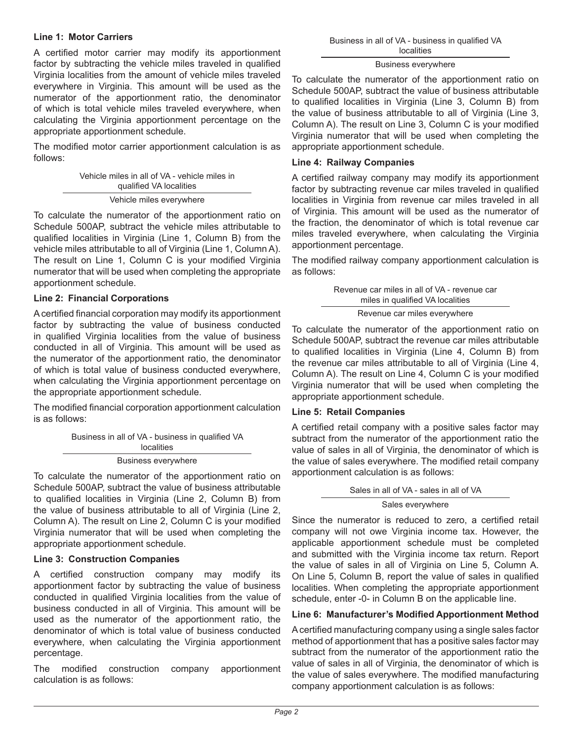### Line 1: Motor Carriers

A certified motor carrier may modify its apportionment factor by subtracting the vehicle miles traveled in qualified Virginia localities from the amount of vehicle miles traveled everywhere in Virginia. This amount will be used as the numerator of the apportionment ratio, the denominator of which is total vehicle miles traveled everywhere, when calculating the Virginia apportionment percentage on the appropriate apportionment schedule.

The modified motor carrier apportionment calculation is as follows:

$$\frac{\text{Vehicle miles in all of VA - vehicle miles in qualified VA localities}}{\text{Vehicle miles everywhere}}$$

To calculate the numerator of the apportionment ratio on Schedule 500AP, subtract the vehicle miles attributable to qualified localities in Virginia (Line 1, Column B) from the vehicle miles attributable to all of Virginia (Line 1, Column A). The result on Line 1, Column C is your modified Virginia numerator that will be used when completing the appropriate apportionment schedule.

### Line 2: Financial Corporations

A certified financial corporation may modify its apportionment factor by subtracting the value of business conducted in qualified Virginia localities from the value of business conducted in all of Virginia. This amount will be used as the numerator of the apportionment ratio, the denominator of which is total value of business conducted everywhere, when calculating the Virginia apportionment percentage on the appropriate apportionment schedule.

The modified financial corporation apportionment calculation is as follows:

$$\frac{\text{Business in all of VA - business in qualified VA localities}}{\text{Business everywhere}}$$

To calculate the numerator of the apportionment ratio on Schedule 500AP, subtract the value of business attributable to qualified localities in Virginia (Line 2, Column B) from the value of business attributable to all of Virginia (Line 2, Column A). The result on Line 2, Column C is your modified Virginia numerator that will be used when completing the appropriate apportionment schedule.

### Line 3: Construction Companies

A certified construction company may modify its apportionment factor by subtracting the value of business conducted in qualified Virginia localities from the value of business conducted in all of Virginia. This amount will be used as the numerator of the apportionment ratio, the denominator of which is total value of business conducted everywhere, when calculating the Virginia apportionment percentage.

The modified construction company apportionment calculation is as follows:

$$\frac{\text{Business in all of VA - business in qualified VA localities}}{\text{Business everywhere}}$$

To calculate the numerator of the apportionment ratio on Schedule 500AP, subtract the value of business attributable to qualified localities in Virginia (Line 3, Column B) from the value of business attributable to all of Virginia (Line 3, Column A). The result on Line 3, Column C is your modified Virginia numerator that will be used when completing the appropriate apportionment schedule.

### Line 4: Railway Companies

A certified railway company may modify its apportionment factor by subtracting revenue car miles traveled in qualified localities in Virginia from revenue car miles traveled in all of Virginia. This amount will be used as the numerator of the fraction, the denominator of which is total revenue car miles traveled everywhere, when calculating the Virginia apportionment percentage.

The modified railway company apportionment calculation is as follows:

$$\frac{\text{Revenue car miles in all of VA - revenue car miles in qualified VA localities}}{\text{Revenue car miles everywhere}}$$

To calculate the numerator of the apportionment ratio on Schedule 500AP, subtract the revenue car miles attributable to qualified localities in Virginia (Line 4, Column B) from the revenue car miles attributable to all of Virginia (Line 4, Column A). The result on Line 4, Column C is your modified Virginia numerator that will be used when completing the appropriate apportionment schedule.

### Line 5: Retail Companies

A certified retail company with a positive sales factor may subtract from the numerator of the apportionment ratio the value of sales in all of Virginia, the denominator of which is the value of sales everywhere. The modified retail company apportionment calculation is as follows:

$$\frac{\text{Sales in all of VA - sales in all of VA}}{\text{Sales everywhere}}$$

Since the numerator is reduced to zero, a certified retail company will not owe Virginia income tax. However, the applicable apportionment schedule must be completed and submitted with the Virginia income tax return. Report the value of sales in all of Virginia on Line 5, Column A. On Line 5, Column B, report the value of sales in qualified localities. When completing the appropriate apportionment schedule, enter -0- in Column B on the applicable line.

### Line 6: Manufacturer's Modified Apportionment Method

A certified manufacturing company using a single sales factor method of apportionment that has a positive sales factor may subtract from the numerator of the apportionment ratio the value of sales in all of Virginia, the denominator of which is the value of sales everywhere. The modified manufacturing company apportionment calculation is as follows: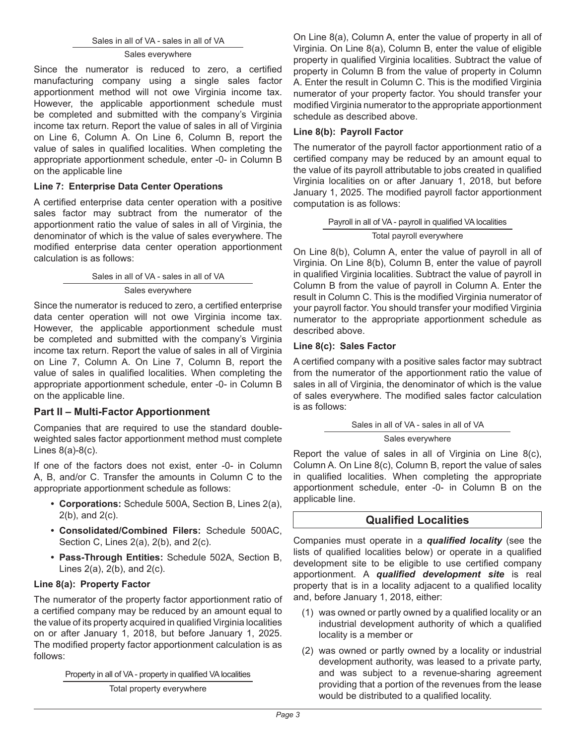$$\frac{\text{Sales in all of VA - sales in all of VA}}{\text{Sales everywhere}}$$

Since the numerator is reduced to zero, a certified manufacturing company using a single sales factor apportionment method will not owe Virginia income tax. However, the applicable apportionment schedule must be completed and submitted with the company's Virginia income tax return. Report the value of sales in all of Virginia on Line 6, Column A. On Line 6, Column B, report the value of sales in qualified localities. When completing the appropriate apportionment schedule, enter -0- in Column B on the applicable line

**Line 7: Enterprise Data Center Operations**

A certified enterprise data center operation with a positive sales factor may subtract from the numerator of the apportionment ratio the value of sales in all of Virginia, the denominator of which is the value of sales everywhere. The modified enterprise data center operation apportionment calculation is as follows:

$$\frac{\text{Sales in all of VA - sales in all of VA}}{\text{Sales everywhere}}$$

Since the numerator is reduced to zero, a certified enterprise data center operation will not owe Virginia income tax. However, the applicable apportionment schedule must be completed and submitted with the company's Virginia income tax return. Report the value of sales in all of Virginia on Line 7, Column A. On Line 7, Column B, report the value of sales in qualified localities. When completing the appropriate apportionment schedule, enter -0- in Column B on the applicable line.

## Part II – Multi-Factor Apportionment

Companies that are required to use the standard double-weighted sales factor apportionment method must complete Lines 8(a)-8(c).

If one of the factors does not exist, enter -0- in Column A, B, and/or C. Transfer the amounts in Column C to the appropriate apportionment schedule as follows:

- **Corporations:** Schedule 500A, Section B, Lines 2(a), 2(b), and 2(c).
- **Consolidated/Combined Filers:** Schedule 500AC, Section C, Lines 2(a), 2(b), and 2(c).
- **Pass-Through Entities:** Schedule 502A, Section B, Lines 2(a), 2(b), and 2(c).

**Line 8(a): Property Factor**

The numerator of the property factor apportionment ratio of a certified company may be reduced by an amount equal to the value of its property acquired in qualified Virginia localities on or after January 1, 2018, but before January 1, 2025. The modified property factor apportionment calculation is as follows:

$$\frac{\text{Property in all of VA - property in qualified VA localities}}{\text{Total property everywhere}}$$

On Line 8(a), Column A, enter the value of property in all of Virginia. On Line 8(a), Column B, enter the value of eligible property in qualified Virginia localities. Subtract the value of property in Column B from the value of property in Column A. Enter the result in Column C. This is the modified Virginia numerator of your property factor. You should transfer your modified Virginia numerator to the appropriate apportionment schedule as described above.

**Line 8(b): Payroll Factor**

The numerator of the payroll factor apportionment ratio of a certified company may be reduced by an amount equal to the value of its payroll attributable to jobs created in qualified Virginia localities on or after January 1, 2018, but before January 1, 2025. The modified payroll factor apportionment computation is as follows:

$$\frac{\text{Payroll in all of VA - payroll in qualified VA localities}}{\text{Total payroll everywhere}}$$

On Line 8(b), Column A, enter the value of payroll in all of Virginia. On Line 8(b), Column B, enter the value of payroll in qualified Virginia localities. Subtract the value of payroll in Column B from the value of payroll in Column A. Enter the result in Column C. This is the modified Virginia numerator of your payroll factor. You should transfer your modified Virginia numerator to the appropriate apportionment schedule as described above.

**Line 8(c): Sales Factor**

A certified company with a positive sales factor may subtract from the numerator of the apportionment ratio the value of sales in all of Virginia, the denominator of which is the value of sales everywhere. The modified sales factor calculation is as follows:

$$\frac{\text{Sales in all of VA - sales in all of VA}}{\text{Sales everywhere}}$$

Report the value of sales in all of Virginia on Line 8(c), Column A. On Line 8(c), Column B, report the value of sales in qualified localities. When completing the appropriate apportionment schedule, enter -0- in Column B on the applicable line.

## Qualified Localities

Companies must operate in a ***qualified locality*** (see the lists of qualified localities below) or operate in a qualified development site to be eligible to use certified company apportionment. A ***qualified development site*** is real property that is in a locality adjacent to a qualified locality and, before January 1, 2018, either:

(1) was owned or partly owned by a qualified locality or an industrial development authority of which a qualified locality is a member or

(2) was owned or partly owned by a locality or industrial development authority, was leased to a private party, and was subject to a revenue-sharing agreement providing that a portion of the revenues from the lease would be distributed to a qualified locality.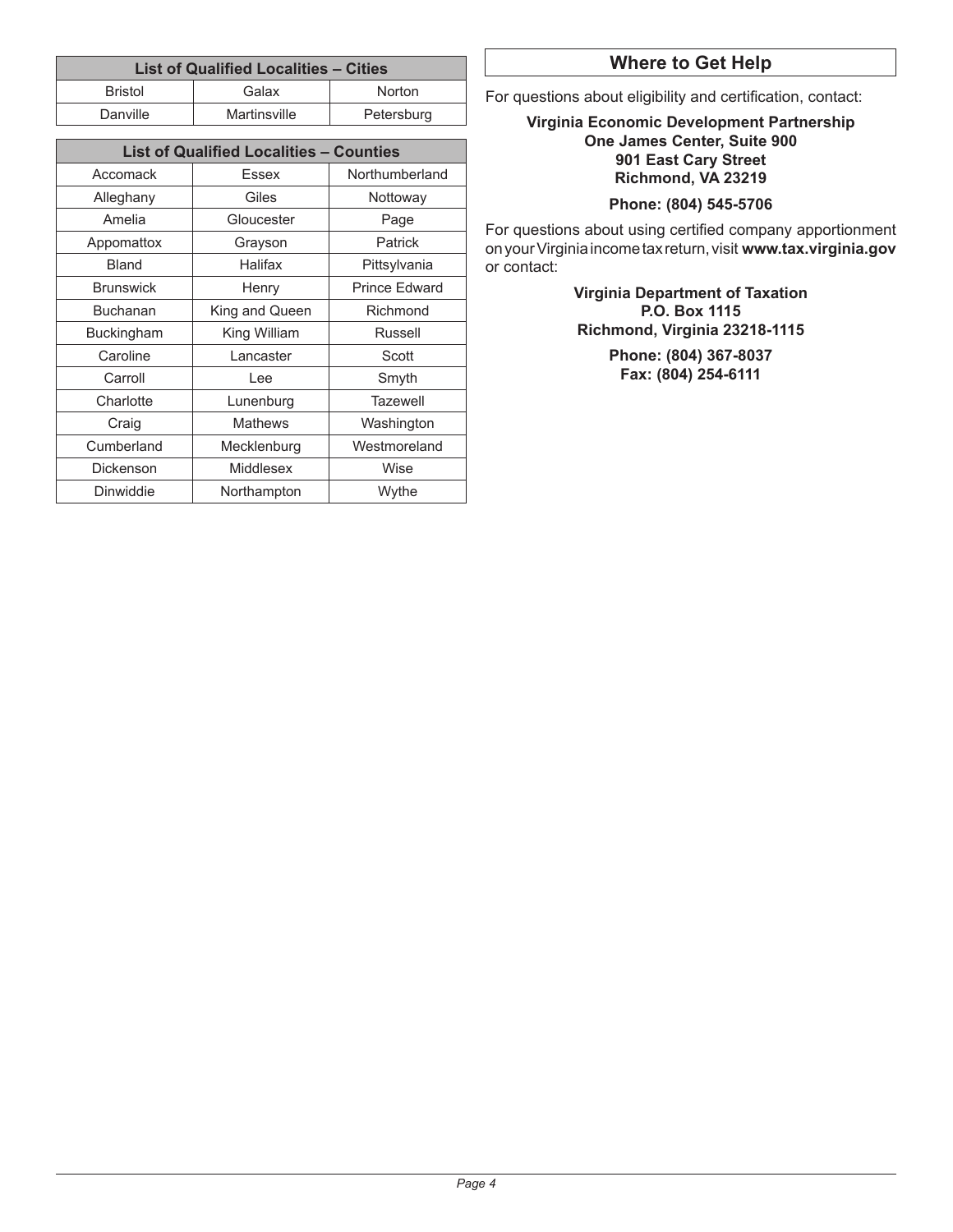| List of Qualified Localities – Cities | | |
|---|---|---|
| Bristol | Galax | Norton |
| Danville | Martinsville | Petersburg |

| List of Qualified Localities – Counties | | |
|---|---|---|
| Accomack | Essex | Northumberland |
| Alleghany | Giles | Nottoway |
| Amelia | Gloucester | Page |
| Appomattox | Grayson | Patrick |
| Bland | Halifax | Pittsylvania |
| Brunswick | Henry | Prince Edward |
| Buchanan | King and Queen | Richmond |
| Buckingham | King William | Russell |
| Caroline | Lancaster | Scott |
| Carroll | Lee | Smyth |
| Charlotte | Lunenburg | Tazewell |
| Craig | Mathews | Washington |
| Cumberland | Mecklenburg | Westmoreland |
| Dickenson | Middlesex | Wise |
| Dinwiddie | Northampton | Wythe |

## Where to Get Help

For questions about eligibility and certification, contact:

**Virginia Economic Development Partnership**
**One James Center, Suite 900**
**901 East Cary Street**
**Richmond, VA 23219**

**Phone: (804) 545-5706**

For questions about using certified company apportionment on your Virginia income tax return, visit **www.tax.virginia.gov** or contact:

**Virginia Department of Taxation**
**P.O. Box 1115**
**Richmond, Virginia 23218-1115**

**Phone: (804) 367-8037**
**Fax: (804) 254-6111**